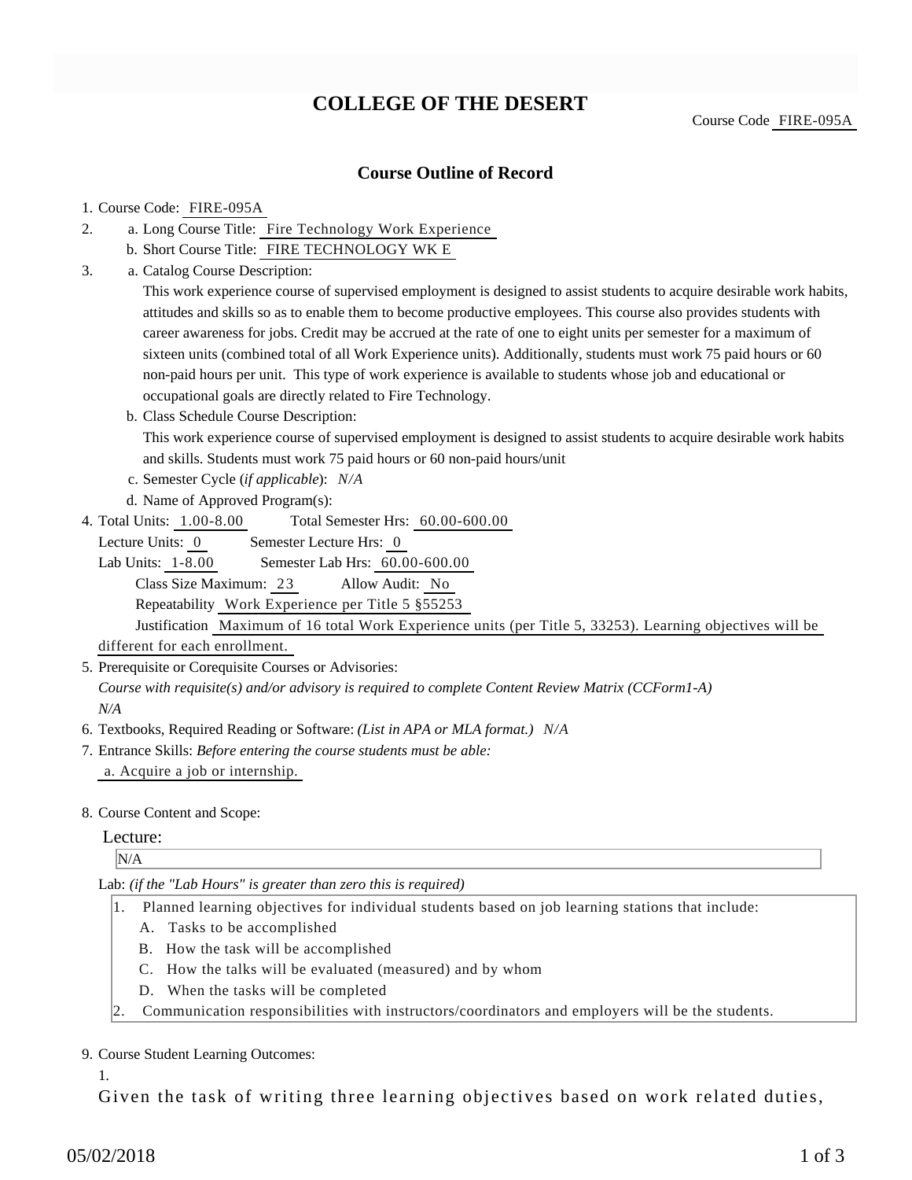# COLLEGE OF THE DESERT

Course Code FIRE-095A

## Course Outline of Record

1. Course Code: FIRE-095A
2. a. Long Course Title: Fire Technology Work Experience
   b. Short Course Title: FIRE TECHNOLOGY WK E
3. a. Catalog Course Description:
   This work experience course of supervised employment is designed to assist students to acquire desirable work habits, attitudes and skills so as to enable them to become productive employees. This course also provides students with career awareness for jobs. Credit may be accrued at the rate of one to eight units per semester for a maximum of sixteen units (combined total of all Work Experience units). Additionally, students must work 75 paid hours or 60 non-paid hours per unit. This type of work experience is available to students whose job and educational or occupational goals are directly related to Fire Technology.
   b. Class Schedule Course Description:
   This work experience course of supervised employment is designed to assist students to acquire desirable work habits and skills. Students must work 75 paid hours or 60 non-paid hours/unit
   c. Semester Cycle (*if applicable*): *N/A*
   d. Name of Approved Program(s):
4. Total Units: 1.00-8.00 Total Semester Hrs: 60.00-600.00
   Lecture Units: 0 Semester Lecture Hrs: 0
   Lab Units: 1-8.00 Semester Lab Hrs: 60.00-600.00
   Class Size Maximum: 23 Allow Audit: No
   Repeatability Work Experience per Title 5 §55253
   Justification Maximum of 16 total Work Experience units (per Title 5, 33253). Learning objectives will be different for each enrollment.
5. Prerequisite or Corequisite Courses or Advisories:
   *Course with requisite(s) and/or advisory is required to complete Content Review Matrix (CCForm1-A)*
   *N/A*
6. Textbooks, Required Reading or Software: *(List in APA or MLA format.) N/A*
7. Entrance Skills: *Before entering the course students must be able:*
   a. Acquire a job or internship.
8. Course Content and Scope:

   Lecture:

   N/A

   Lab: *(if the "Lab Hours" is greater than zero this is required)*

   1. Planned learning objectives for individual students based on job learning stations that include:
      A. Tasks to be accomplished
      B. How the task will be accomplished
      C. How the talks will be evaluated (measured) and by whom
      D. When the tasks will be completed
   2. Communication responsibilities with instructors/coordinators and employers will be the students.
9. Course Student Learning Outcomes:
   1.
   Given the task of writing three learning objectives based on work related duties,

05/02/2018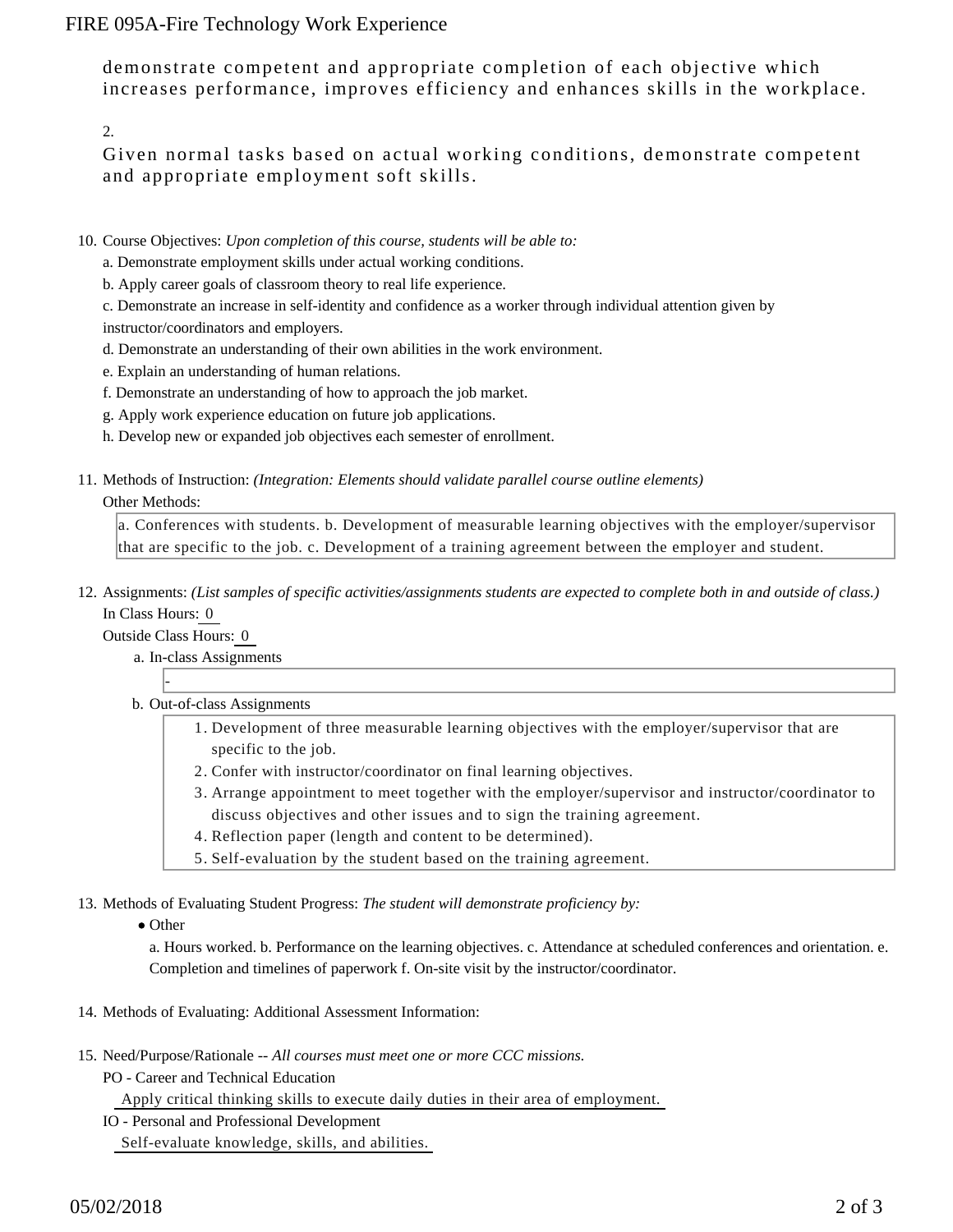demonstrate competent and appropriate completion of each objective which increases performance, improves efficiency and enhances skills in the workplace.

2.

Given normal tasks based on actual working conditions, demonstrate competent and appropriate employment soft skills.

10. Course Objectives: *Upon completion of this course, students will be able to:*

    a. Demonstrate employment skills under actual working conditions.

    b. Apply career goals of classroom theory to real life experience.

    c. Demonstrate an increase in self-identity and confidence as a worker through individual attention given by instructor/coordinators and employers.

    d. Demonstrate an understanding of their own abilities in the work environment.

    e. Explain an understanding of human relations.

    f. Demonstrate an understanding of how to approach the job market.

    g. Apply work experience education on future job applications.

    h. Develop new or expanded job objectives each semester of enrollment.

11. Methods of Instruction: *(Integration: Elements should validate parallel course outline elements)*

    Other Methods:

    a. Conferences with students. b. Development of measurable learning objectives with the employer/supervisor that are specific to the job. c. Development of a training agreement between the employer and student.

12. Assignments: *(List samples of specific activities/assignments students are expected to complete both in and outside of class.)*

    In Class Hours: 0

    Outside Class Hours: 0

    a. In-class Assignments

    -

    b. Out-of-class Assignments

    1. Development of three measurable learning objectives with the employer/supervisor that are specific to the job.
    2. Confer with instructor/coordinator on final learning objectives.
    3. Arrange appointment to meet together with the employer/supervisor and instructor/coordinator to discuss objectives and other issues and to sign the training agreement.
    4. Reflection paper (length and content to be determined).
    5. Self-evaluation by the student based on the training agreement.

13. Methods of Evaluating Student Progress: *The student will demonstrate proficiency by:*

    - Other

      a. Hours worked. b. Performance on the learning objectives. c. Attendance at scheduled conferences and orientation. e. Completion and timelines of paperwork f. On-site visit by the instructor/coordinator.

14. Methods of Evaluating: Additional Assessment Information:

15. Need/Purpose/Rationale -- *All courses must meet one or more CCC missions.*

    PO - Career and Technical Education

    Apply critical thinking skills to execute daily duties in their area of employment.

    IO - Personal and Professional Development

    Self-evaluate knowledge, skills, and abilities.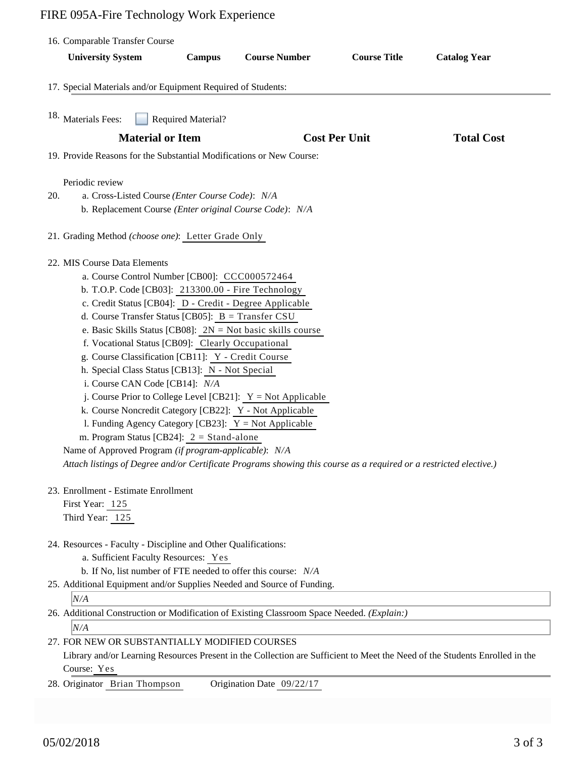FIRE 095A-Fire Technology Work Experience

16. Comparable Transfer Course

| University System | Campus | Course Number | Course Title | Catalog Year |
|---|---|---|---|---|

17. Special Materials and/or Equipment Required of Students:

18. Materials Fees: ☐ Required Material?

| Material or Item | Cost Per Unit | Total Cost |
|---|---|---|

19. Provide Reasons for the Substantial Modifications or New Course:

Periodic review

20. a. Cross-Listed Course *(Enter Course Code)*: *N/A*
    b. Replacement Course *(Enter original Course Code)*: *N/A*

21. Grading Method *(choose one)*: Letter Grade Only

22. MIS Course Data Elements
    a. Course Control Number [CB00]: CCC000572464
    b. T.O.P. Code [CB03]: 213300.00 - Fire Technology
    c. Credit Status [CB04]: D - Credit - Degree Applicable
    d. Course Transfer Status [CB05]: B = Transfer CSU
    e. Basic Skills Status [CB08]: 2N = Not basic skills course
    f. Vocational Status [CB09]: Clearly Occupational
    g. Course Classification [CB11]: Y - Credit Course
    h. Special Class Status [CB13]: N - Not Special
    i. Course CAN Code [CB14]: *N/A*
    j. Course Prior to College Level [CB21]: Y = Not Applicable
    k. Course Noncredit Category [CB22]: Y - Not Applicable
    l. Funding Agency Category [CB23]: Y = Not Applicable
    m. Program Status [CB24]: 2 = Stand-alone

    Name of Approved Program *(if program-applicable)*: *N/A*

    *Attach listings of Degree and/or Certificate Programs showing this course as a required or a restricted elective.)*

23. Enrollment - Estimate Enrollment
    First Year: 125
    Third Year: 125

24. Resources - Faculty - Discipline and Other Qualifications:
    a. Sufficient Faculty Resources: Yes
    b. If No, list number of FTE needed to offer this course: *N/A*

25. Additional Equipment and/or Supplies Needed and Source of Funding.

    *N/A*

26. Additional Construction or Modification of Existing Classroom Space Needed. *(Explain:)*

    *N/A*

27. FOR NEW OR SUBSTANTIALLY MODIFIED COURSES
    Library and/or Learning Resources Present in the Collection are Sufficient to Meet the Need of the Students Enrolled in the Course: Yes

28. Originator Brian Thompson Origination Date 09/22/17